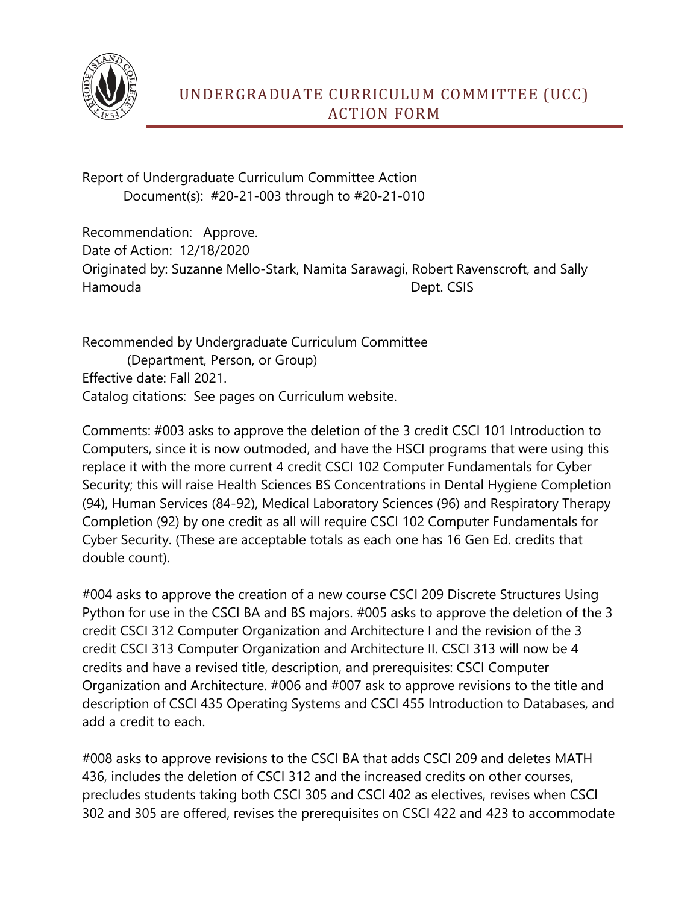# UNDERGRADUATE CURRICULUM COMMITTEE (UCC) ACTION FORM

Report of Undergraduate Curriculum Committee Action
Document(s): #20-21-003 through to #20-21-010

Recommendation: Approve.
Date of Action: 12/18/2020
Originated by: Suzanne Mello-Stark, Namita Sarawagi, Robert Ravenscroft, and Sally Hamouda Dept. CSIS

Recommended by Undergraduate Curriculum Committee
(Department, Person, or Group)
Effective date: Fall 2021.
Catalog citations: See pages on Curriculum website.

Comments: #003 asks to approve the deletion of the 3 credit CSCI 101 Introduction to Computers, since it is now outmoded, and have the HSCI programs that were using this replace it with the more current 4 credit CSCI 102 Computer Fundamentals for Cyber Security; this will raise Health Sciences BS Concentrations in Dental Hygiene Completion (94), Human Services (84-92), Medical Laboratory Sciences (96) and Respiratory Therapy Completion (92) by one credit as all will require CSCI 102 Computer Fundamentals for Cyber Security. (These are acceptable totals as each one has 16 Gen Ed. credits that double count).

#004 asks to approve the creation of a new course CSCI 209 Discrete Structures Using Python for use in the CSCI BA and BS majors. #005 asks to approve the deletion of the 3 credit CSCI 312 Computer Organization and Architecture I and the revision of the 3 credit CSCI 313 Computer Organization and Architecture II. CSCI 313 will now be 4 credits and have a revised title, description, and prerequisites: CSCI Computer Organization and Architecture. #006 and #007 ask to approve revisions to the title and description of CSCI 435 Operating Systems and CSCI 455 Introduction to Databases, and add a credit to each.

#008 asks to approve revisions to the CSCI BA that adds CSCI 209 and deletes MATH 436, includes the deletion of CSCI 312 and the increased credits on other courses, precludes students taking both CSCI 305 and CSCI 402 as electives, revises when CSCI 302 and 305 are offered, revises the prerequisites on CSCI 422 and 423 to accommodate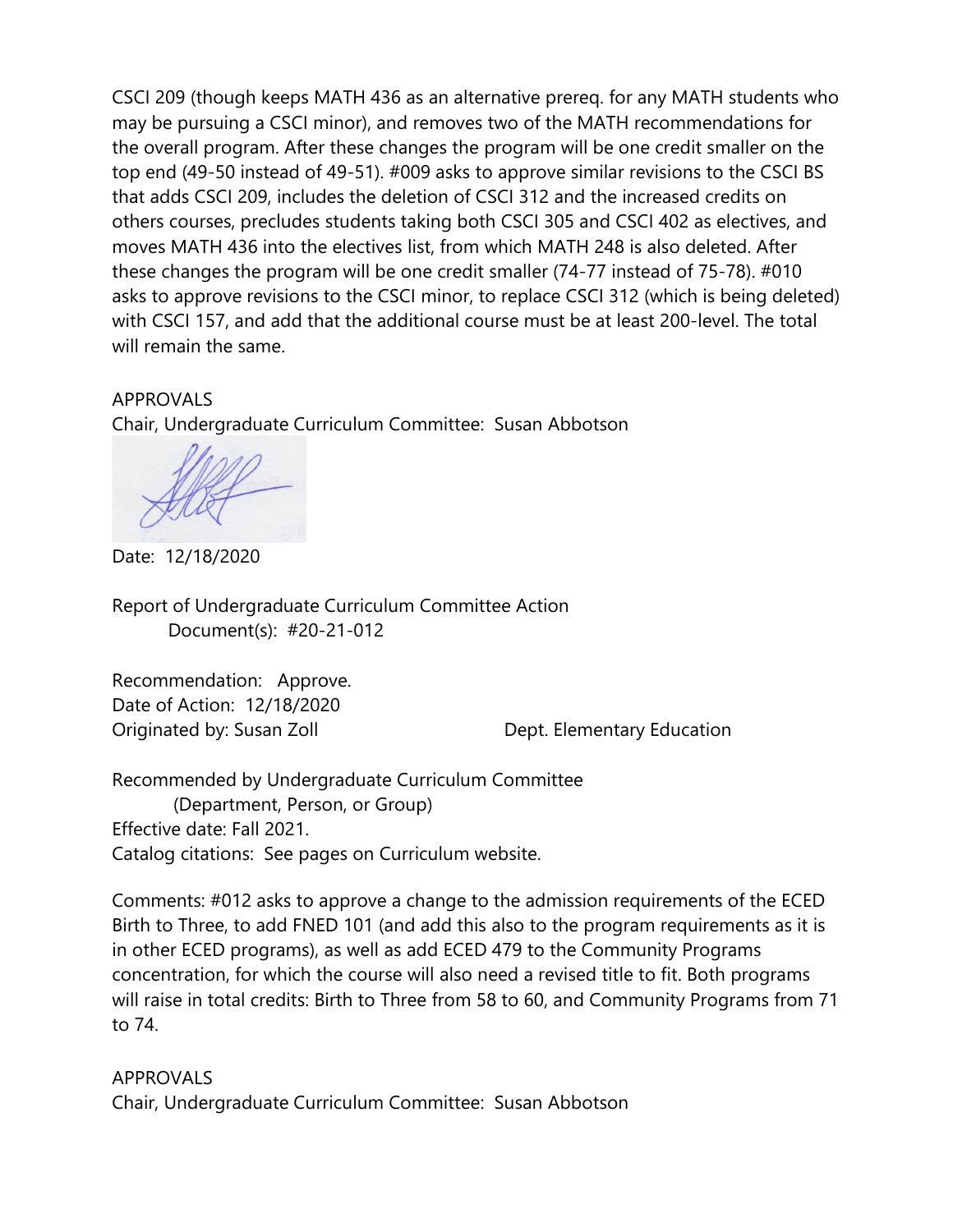CSCI 209 (though keeps MATH 436 as an alternative prereq. for any MATH students who may be pursuing a CSCI minor), and removes two of the MATH recommendations for the overall program. After these changes the program will be one credit smaller on the top end (49-50 instead of 49-51). #009 asks to approve similar revisions to the CSCI BS that adds CSCI 209, includes the deletion of CSCI 312 and the increased credits on others courses, precludes students taking both CSCI 305 and CSCI 402 as electives, and moves MATH 436 into the electives list, from which MATH 248 is also deleted. After these changes the program will be one credit smaller (74-77 instead of 75-78). #010 asks to approve revisions to the CSCI minor, to replace CSCI 312 (which is being deleted) with CSCI 157, and add that the additional course must be at least 200-level. The total will remain the same.

APPROVALS
Chair, Undergraduate Curriculum Committee: Susan Abbotson

Date: 12/18/2020

Report of Undergraduate Curriculum Committee Action
Document(s): #20-21-012

Recommendation: Approve.
Date of Action: 12/18/2020
Originated by: Susan Zoll Dept. Elementary Education

Recommended by Undergraduate Curriculum Committee
(Department, Person, or Group)
Effective date: Fall 2021.
Catalog citations: See pages on Curriculum website.

Comments: #012 asks to approve a change to the admission requirements of the ECED Birth to Three, to add FNED 101 (and add this also to the program requirements as it is in other ECED programs), as well as add ECED 479 to the Community Programs concentration, for which the course will also need a revised title to fit. Both programs will raise in total credits: Birth to Three from 58 to 60, and Community Programs from 71 to 74.

APPROVALS
Chair, Undergraduate Curriculum Committee: Susan Abbotson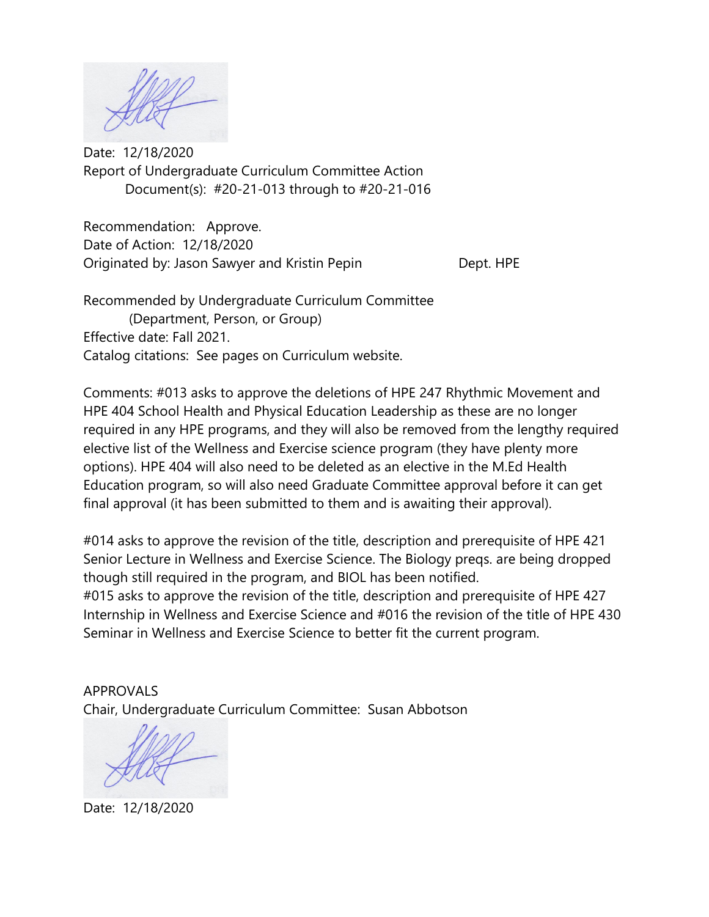Date: 12/18/2020

Report of Undergraduate Curriculum Committee Action

Document(s): #20-21-013 through to #20-21-016

Recommendation: Approve.

Date of Action: 12/18/2020

Originated by: Jason Sawyer and Kristin Pepin Dept. HPE

Recommended by Undergraduate Curriculum Committee

(Department, Person, or Group)

Effective date: Fall 2021.

Catalog citations: See pages on Curriculum website.

Comments: #013 asks to approve the deletions of HPE 247 Rhythmic Movement and HPE 404 School Health and Physical Education Leadership as these are no longer required in any HPE programs, and they will also be removed from the lengthy required elective list of the Wellness and Exercise science program (they have plenty more options). HPE 404 will also need to be deleted as an elective in the M.Ed Health Education program, so will also need Graduate Committee approval before it can get final approval (it has been submitted to them and is awaiting their approval).

#014 asks to approve the revision of the title, description and prerequisite of HPE 421 Senior Lecture in Wellness and Exercise Science. The Biology preqs. are being dropped though still required in the program, and BIOL has been notified.

#015 asks to approve the revision of the title, description and prerequisite of HPE 427 Internship in Wellness and Exercise Science and #016 the revision of the title of HPE 430 Seminar in Wellness and Exercise Science to better fit the current program.

APPROVALS

Chair, Undergraduate Curriculum Committee: Susan Abbotson

Date: 12/18/2020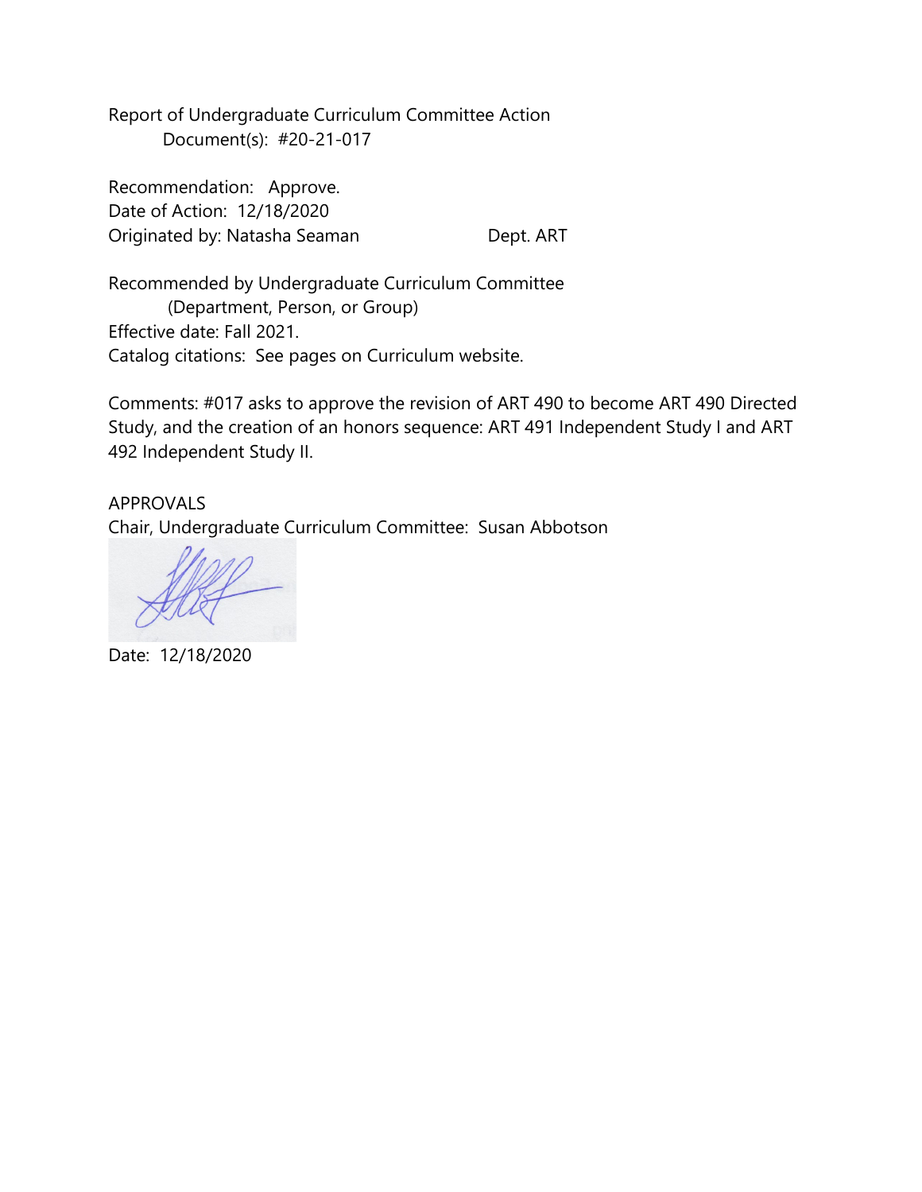Report of Undergraduate Curriculum Committee Action
Document(s): #20-21-017

Recommendation: Approve.
Date of Action: 12/18/2020
Originated by: Natasha Seaman Dept. ART

Recommended by Undergraduate Curriculum Committee
(Department, Person, or Group)
Effective date: Fall 2021.
Catalog citations: See pages on Curriculum website.

Comments: #017 asks to approve the revision of ART 490 to become ART 490 Directed Study, and the creation of an honors sequence: ART 491 Independent Study I and ART 492 Independent Study II.

APPROVALS
Chair, Undergraduate Curriculum Committee: Susan Abbotson

Date: 12/18/2020